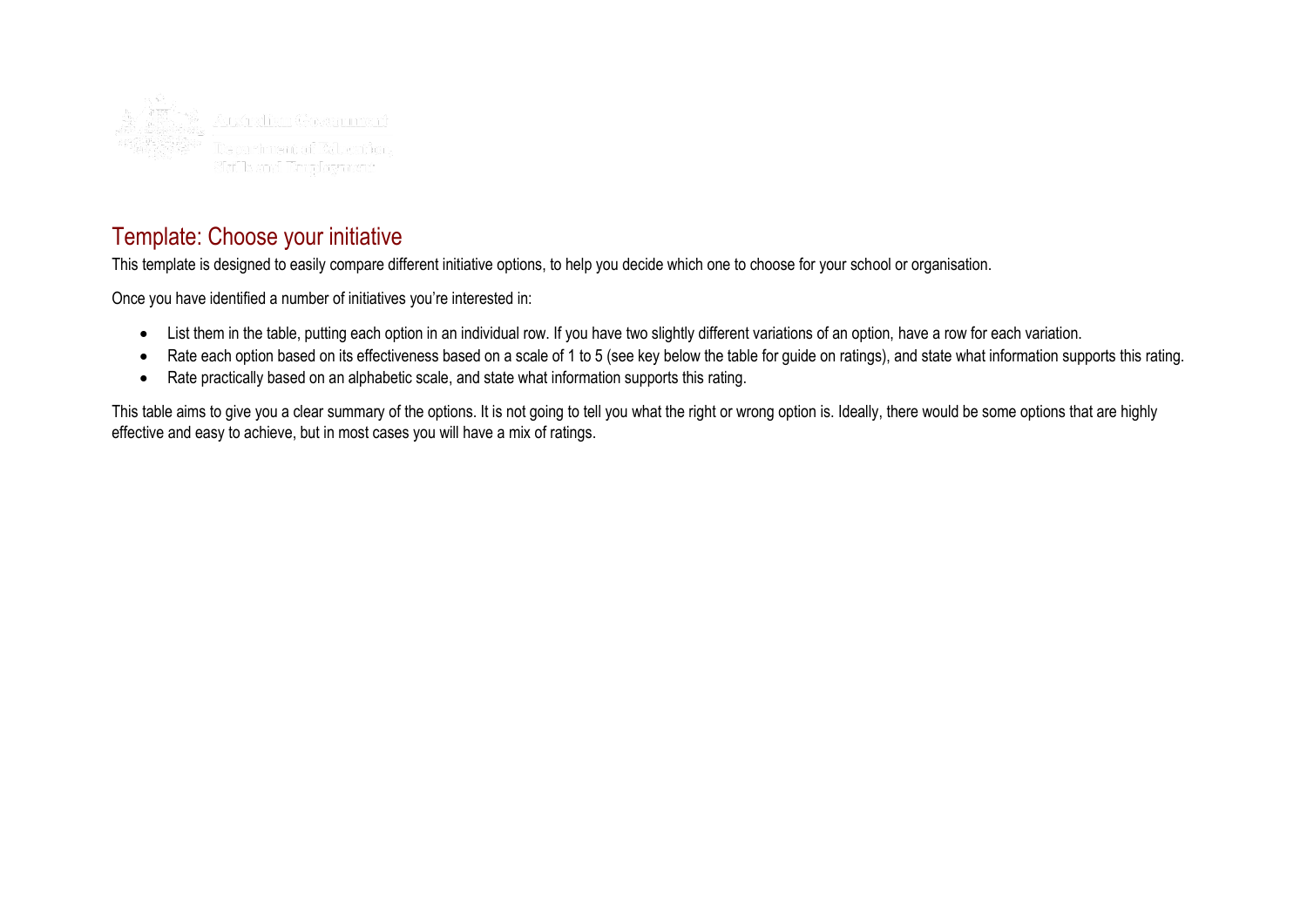# Template: Choose your initiative

This template is designed to easily compare different initiative options, to help you decide which one to choose for your school or organisation.

Once you have identified a number of initiatives you're interested in:

- List them in the table, putting each option in an individual row. If you have two slightly different variations of an option, have a row for each variation.
- Rate each option based on its effectiveness based on a scale of 1 to 5 (see key below the table for guide on ratings), and state what information supports this rating.
- Rate practically based on an alphabetic scale, and state what information supports this rating.

This table aims to give you a clear summary of the options. It is not going to tell you what the right or wrong option is. Ideally, there would be some options that are highly effective and easy to achieve, but in most cases you will have a mix of ratings.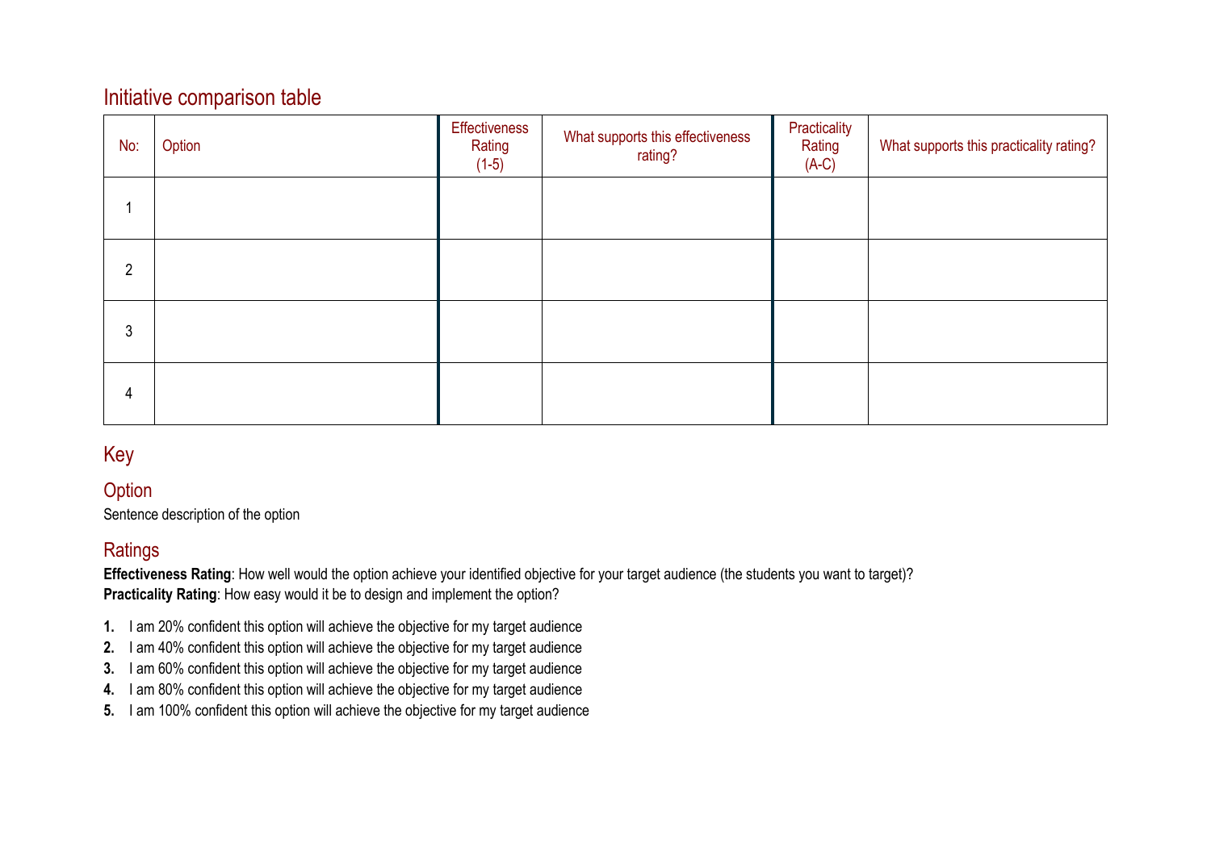## Initiative comparison table

| No: | Option | Effectiveness Rating (1-5) | What supports this effectiveness rating? | Practicality Rating (A-C) | What supports this practicality rating? |
|---|---|---|---|---|---|
| 1 | | | | | |
| 2 | | | | | |
| 3 | | | | | |
| 4 | | | | | |

## Key

### Option

Sentence description of the option

### Ratings

**Effectiveness Rating**: How well would the option achieve your identified objective for your target audience (the students you want to target)?
**Practicality Rating**: How easy would it be to design and implement the option?

1. I am 20% confident this option will achieve the objective for my target audience
2. I am 40% confident this option will achieve the objective for my target audience
3. I am 60% confident this option will achieve the objective for my target audience
4. I am 80% confident this option will achieve the objective for my target audience
5. I am 100% confident this option will achieve the objective for my target audience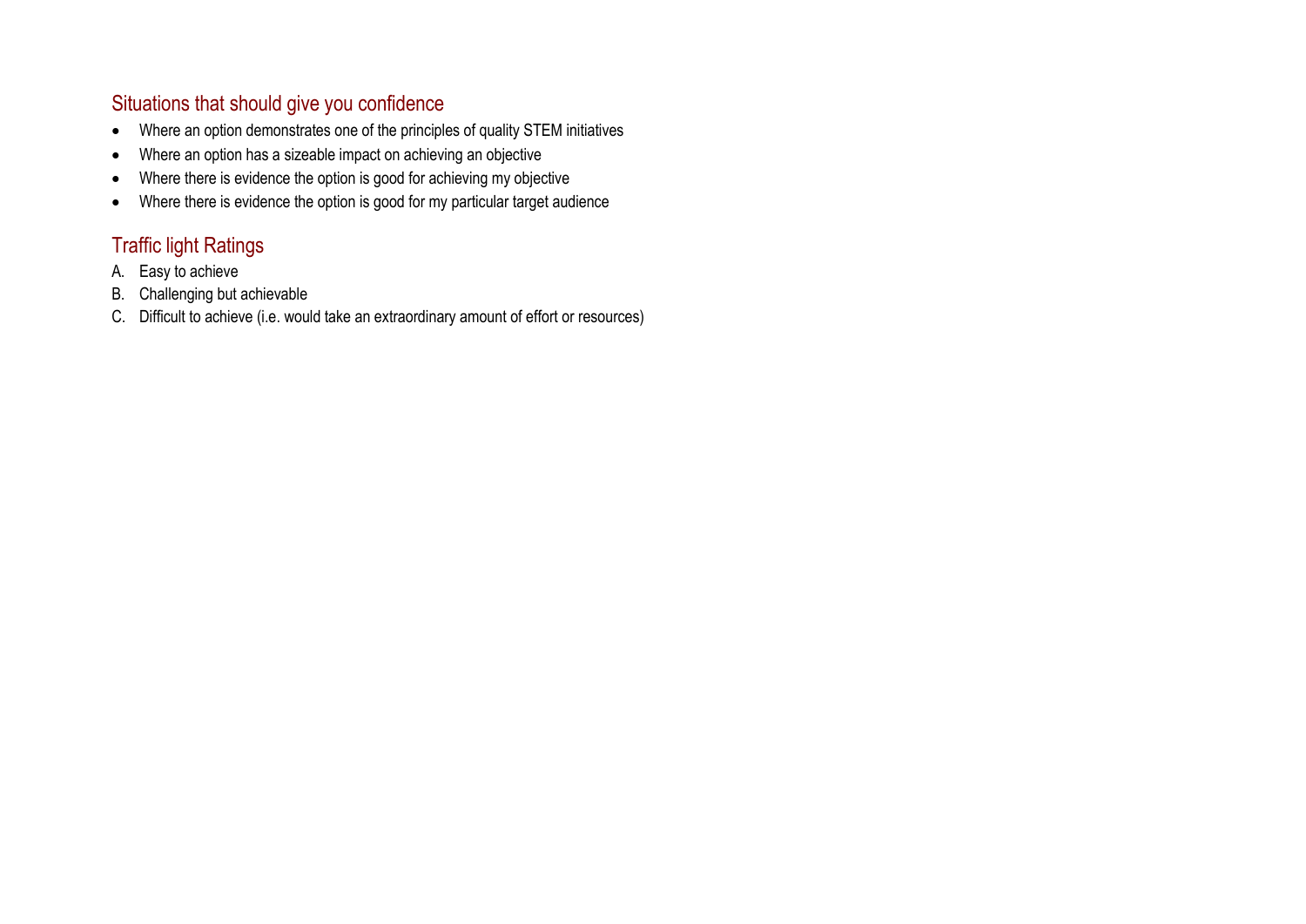## Situations that should give you confidence

- Where an option demonstrates one of the principles of quality STEM initiatives
- Where an option has a sizeable impact on achieving an objective
- Where there is evidence the option is good for achieving my objective
- Where there is evidence the option is good for my particular target audience

## Traffic light Ratings

A. Easy to achieve
B. Challenging but achievable
C. Difficult to achieve (i.e. would take an extraordinary amount of effort or resources)